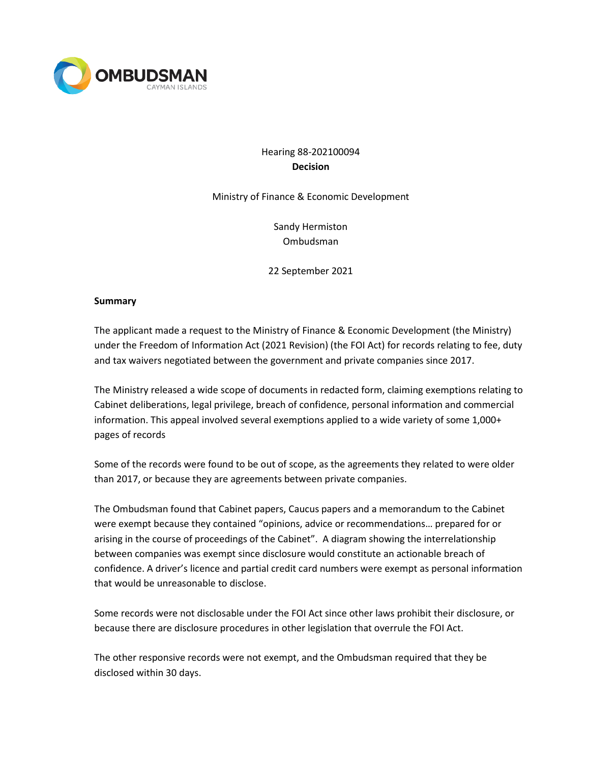OMBUDSMAN
CAYMAN ISLANDS

Hearing 88-202100094
**Decision**

Ministry of Finance & Economic Development

Sandy Hermiston
Ombudsman

22 September 2021

**Summary**

The applicant made a request to the Ministry of Finance & Economic Development (the Ministry) under the Freedom of Information Act (2021 Revision) (the FOI Act) for records relating to fee, duty and tax waivers negotiated between the government and private companies since 2017.

The Ministry released a wide scope of documents in redacted form, claiming exemptions relating to Cabinet deliberations, legal privilege, breach of confidence, personal information and commercial information. This appeal involved several exemptions applied to a wide variety of some 1,000+ pages of records

Some of the records were found to be out of scope, as the agreements they related to were older than 2017, or because they are agreements between private companies.

The Ombudsman found that Cabinet papers, Caucus papers and a memorandum to the Cabinet were exempt because they contained "opinions, advice or recommendations… prepared for or arising in the course of proceedings of the Cabinet". A diagram showing the interrelationship between companies was exempt since disclosure would constitute an actionable breach of confidence. A driver's licence and partial credit card numbers were exempt as personal information that would be unreasonable to disclose.

Some records were not disclosable under the FOI Act since other laws prohibit their disclosure, or because there are disclosure procedures in other legislation that overrule the FOI Act.

The other responsive records were not exempt, and the Ombudsman required that they be disclosed within 30 days.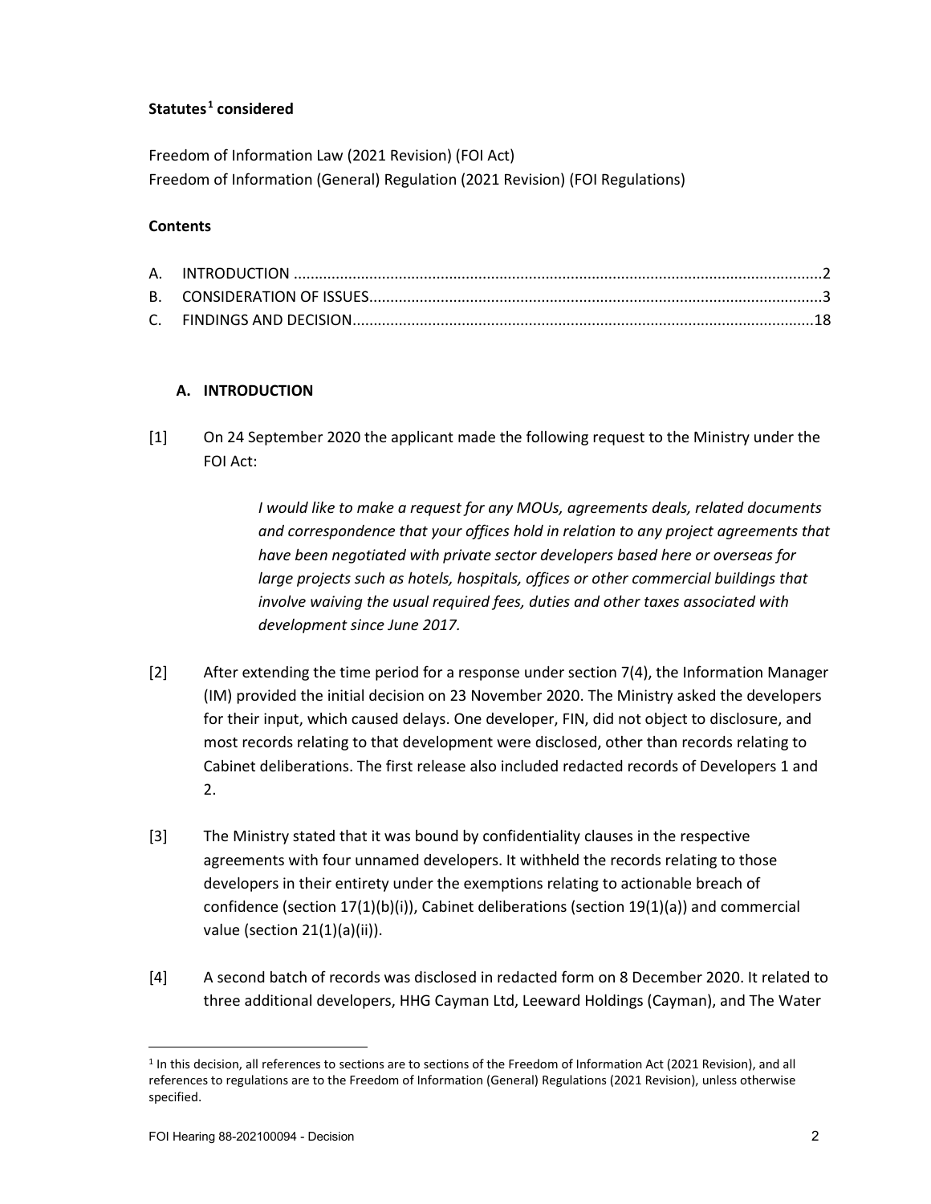**Statutes[1] considered**

Freedom of Information Law (2021 Revision) (FOI Act)
Freedom of Information (General) Regulation (2021 Revision) (FOI Regulations)

**Contents**

A. INTRODUCTION ....................................................................................................................2
B. CONSIDERATION OF ISSUES...................................................................................................3
C. FINDINGS AND DECISION.....................................................................................................18

## A. INTRODUCTION

[1] On 24 September 2020 the applicant made the following request to the Ministry under the FOI Act:

> *I would like to make a request for any MOUs, agreements deals, related documents and correspondence that your offices hold in relation to any project agreements that have been negotiated with private sector developers based here or overseas for large projects such as hotels, hospitals, offices or other commercial buildings that involve waiving the usual required fees, duties and other taxes associated with development since June 2017.*

[2] After extending the time period for a response under section 7(4), the Information Manager (IM) provided the initial decision on 23 November 2020. The Ministry asked the developers for their input, which caused delays. One developer, FIN, did not object to disclosure, and most records relating to that development were disclosed, other than records relating to Cabinet deliberations. The first release also included redacted records of Developers 1 and 2.

[3] The Ministry stated that it was bound by confidentiality clauses in the respective agreements with four unnamed developers. It withheld the records relating to those developers in their entirety under the exemptions relating to actionable breach of confidence (section 17(1)(b)(i)), Cabinet deliberations (section 19(1)(a)) and commercial value (section 21(1)(a)(ii)).

[4] A second batch of records was disclosed in redacted form on 8 December 2020. It related to three additional developers, HHG Cayman Ltd, Leeward Holdings (Cayman), and The Water

---

[1] In this decision, all references to sections are to sections of the Freedom of Information Act (2021 Revision), and all references to regulations are to the Freedom of Information (General) Regulations (2021 Revision), unless otherwise specified.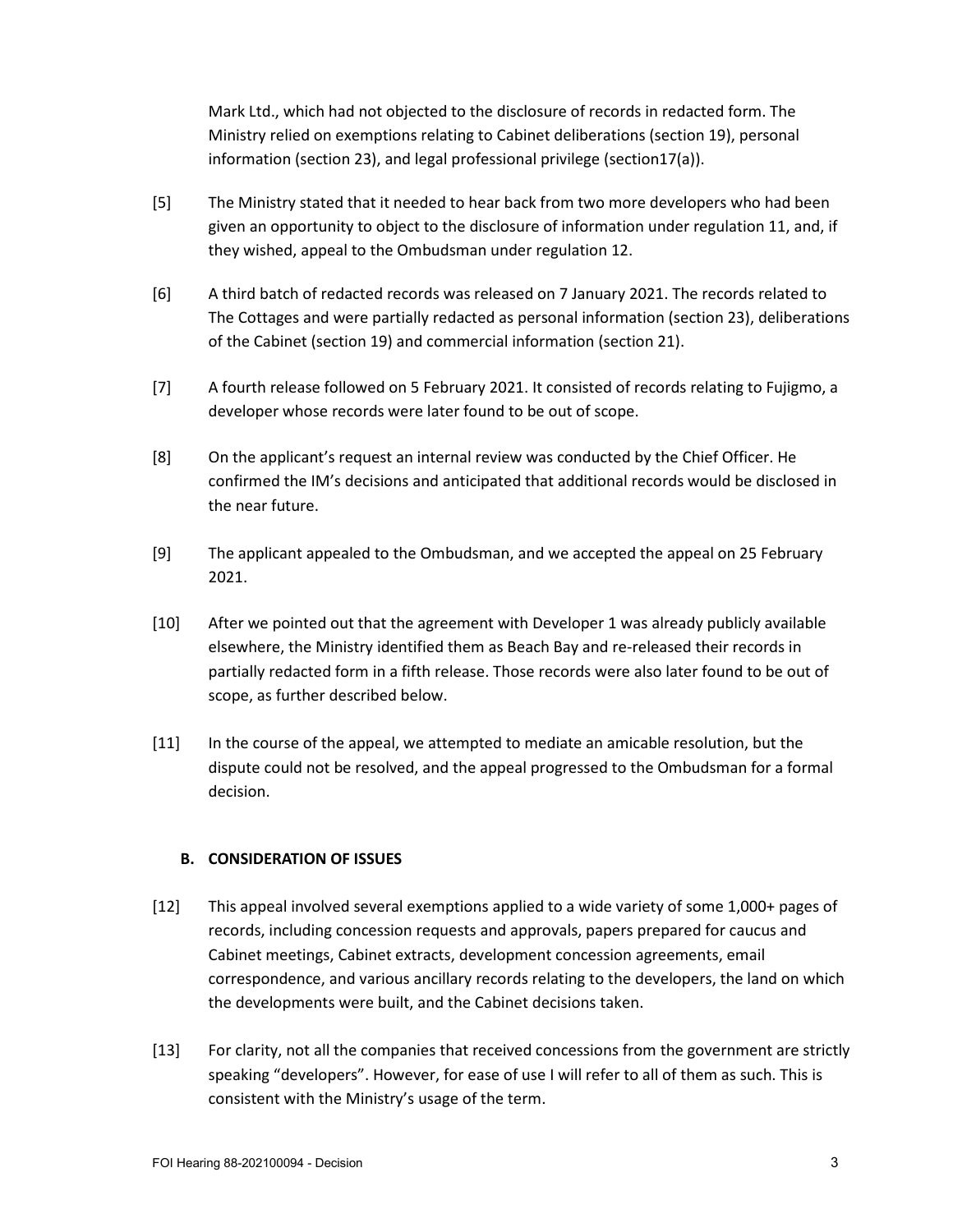Mark Ltd., which had not objected to the disclosure of records in redacted form. The Ministry relied on exemptions relating to Cabinet deliberations (section 19), personal information (section 23), and legal professional privilege (section17(a)).

[5] The Ministry stated that it needed to hear back from two more developers who had been given an opportunity to object to the disclosure of information under regulation 11, and, if they wished, appeal to the Ombudsman under regulation 12.

[6] A third batch of redacted records was released on 7 January 2021. The records related to The Cottages and were partially redacted as personal information (section 23), deliberations of the Cabinet (section 19) and commercial information (section 21).

[7] A fourth release followed on 5 February 2021. It consisted of records relating to Fujigmo, a developer whose records were later found to be out of scope.

[8] On the applicant's request an internal review was conducted by the Chief Officer. He confirmed the IM's decisions and anticipated that additional records would be disclosed in the near future.

[9] The applicant appealed to the Ombudsman, and we accepted the appeal on 25 February 2021.

[10] After we pointed out that the agreement with Developer 1 was already publicly available elsewhere, the Ministry identified them as Beach Bay and re-released their records in partially redacted form in a fifth release. Those records were also later found to be out of scope, as further described below.

[11] In the course of the appeal, we attempted to mediate an amicable resolution, but the dispute could not be resolved, and the appeal progressed to the Ombudsman for a formal decision.

## B. CONSIDERATION OF ISSUES

[12] This appeal involved several exemptions applied to a wide variety of some 1,000+ pages of records, including concession requests and approvals, papers prepared for caucus and Cabinet meetings, Cabinet extracts, development concession agreements, email correspondence, and various ancillary records relating to the developers, the land on which the developments were built, and the Cabinet decisions taken.

[13] For clarity, not all the companies that received concessions from the government are strictly speaking "developers". However, for ease of use I will refer to all of them as such. This is consistent with the Ministry's usage of the term.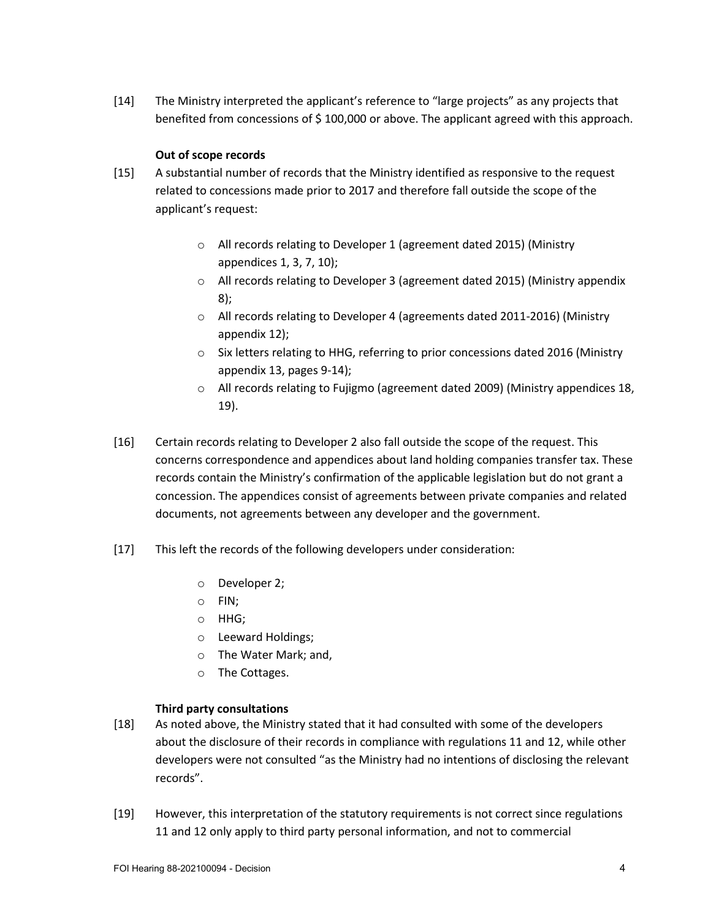[14] The Ministry interpreted the applicant's reference to "large projects" as any projects that benefited from concessions of $ 100,000 or above. The applicant agreed with this approach.

**Out of scope records**

[15] A substantial number of records that the Ministry identified as responsive to the request related to concessions made prior to 2017 and therefore fall outside the scope of the applicant's request:

- All records relating to Developer 1 (agreement dated 2015) (Ministry appendices 1, 3, 7, 10);
- All records relating to Developer 3 (agreement dated 2015) (Ministry appendix 8);
- All records relating to Developer 4 (agreements dated 2011-2016) (Ministry appendix 12);
- Six letters relating to HHG, referring to prior concessions dated 2016 (Ministry appendix 13, pages 9-14);
- All records relating to Fujigmo (agreement dated 2009) (Ministry appendices 18, 19).

[16] Certain records relating to Developer 2 also fall outside the scope of the request. This concerns correspondence and appendices about land holding companies transfer tax. These records contain the Ministry's confirmation of the applicable legislation but do not grant a concession. The appendices consist of agreements between private companies and related documents, not agreements between any developer and the government.

[17] This left the records of the following developers under consideration:

- Developer 2;
- FIN;
- HHG;
- Leeward Holdings;
- The Water Mark; and,
- The Cottages.

**Third party consultations**

[18] As noted above, the Ministry stated that it had consulted with some of the developers about the disclosure of their records in compliance with regulations 11 and 12, while other developers were not consulted "as the Ministry had no intentions of disclosing the relevant records".

[19] However, this interpretation of the statutory requirements is not correct since regulations 11 and 12 only apply to third party personal information, and not to commercial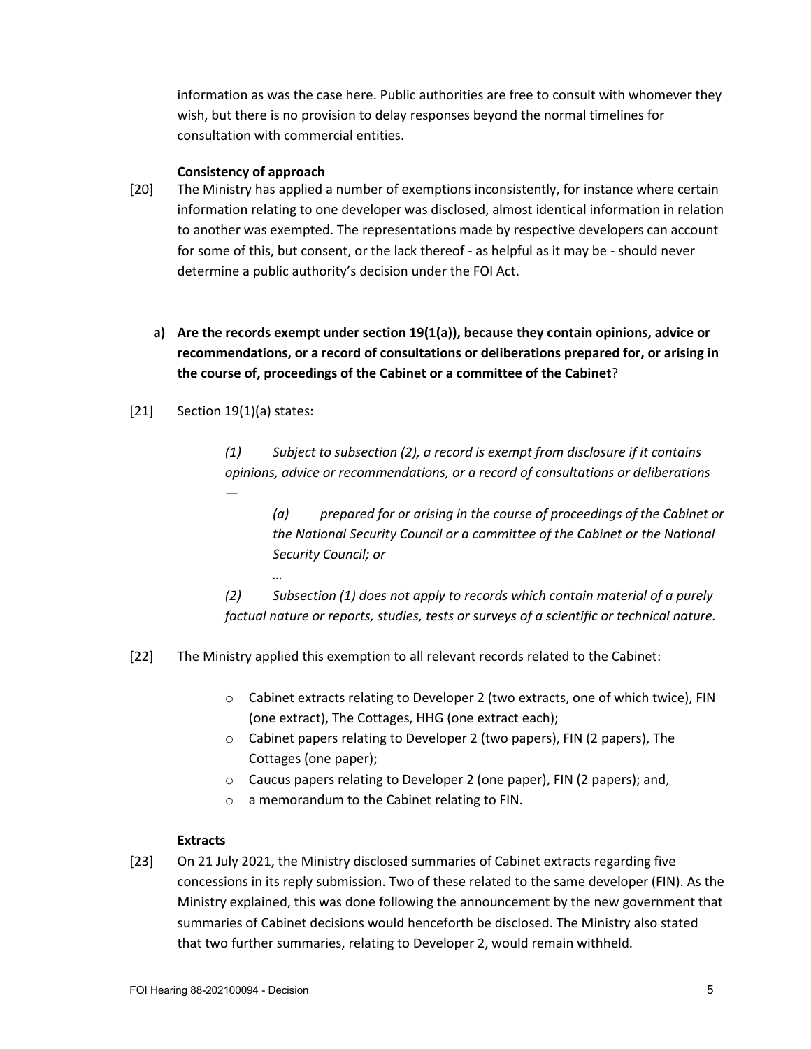information as was the case here. Public authorities are free to consult with whomever they wish, but there is no provision to delay responses beyond the normal timelines for consultation with commercial entities.

**Consistency of approach**

[20] The Ministry has applied a number of exemptions inconsistently, for instance where certain information relating to one developer was disclosed, almost identical information in relation to another was exempted. The representations made by respective developers can account for some of this, but consent, or the lack thereof - as helpful as it may be - should never determine a public authority's decision under the FOI Act.

**a) Are the records exempt under section 19(1(a)), because they contain opinions, advice or recommendations, or a record of consultations or deliberations prepared for, or arising in the course of, proceedings of the Cabinet or a committee of the Cabinet?**

[21] Section 19(1)(a) states:

> *(1) Subject to subsection (2), a record is exempt from disclosure if it contains opinions, advice or recommendations, or a record of consultations or deliberations —*
>
> > *(a) prepared for or arising in the course of proceedings of the Cabinet or the National Security Council or a committee of the Cabinet or the National Security Council; or*
> >
> > *…*
>
> *(2) Subsection (1) does not apply to records which contain material of a purely factual nature or reports, studies, tests or surveys of a scientific or technical nature.*

[22] The Ministry applied this exemption to all relevant records related to the Cabinet:

- Cabinet extracts relating to Developer 2 (two extracts, one of which twice), FIN (one extract), The Cottages, HHG (one extract each);
- Cabinet papers relating to Developer 2 (two papers), FIN (2 papers), The Cottages (one paper);
- Caucus papers relating to Developer 2 (one paper), FIN (2 papers); and,
- a memorandum to the Cabinet relating to FIN.

**Extracts**

[23] On 21 July 2021, the Ministry disclosed summaries of Cabinet extracts regarding five concessions in its reply submission. Two of these related to the same developer (FIN). As the Ministry explained, this was done following the announcement by the new government that summaries of Cabinet decisions would henceforth be disclosed. The Ministry also stated that two further summaries, relating to Developer 2, would remain withheld.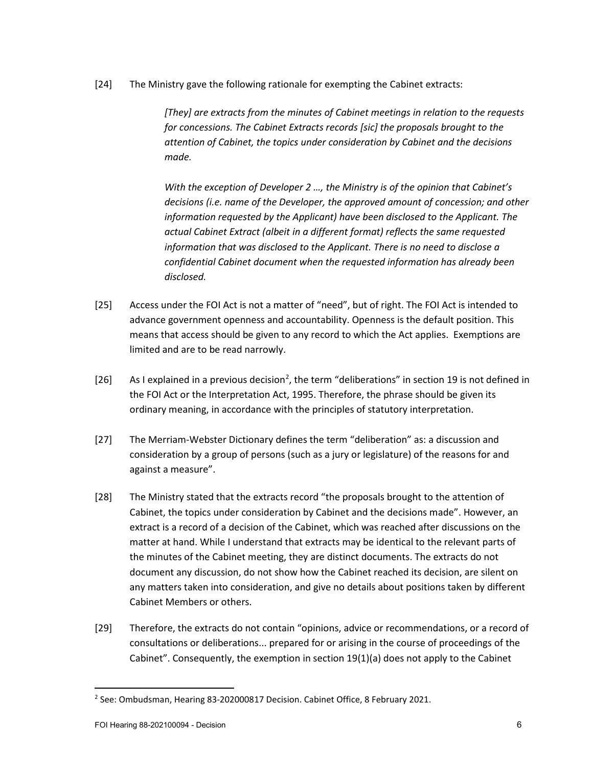[24] The Ministry gave the following rationale for exempting the Cabinet extracts:

> *[They] are extracts from the minutes of Cabinet meetings in relation to the requests for concessions. The Cabinet Extracts records [sic] the proposals brought to the attention of Cabinet, the topics under consideration by Cabinet and the decisions made.*
>
> *With the exception of Developer 2 …, the Ministry is of the opinion that Cabinet's decisions (i.e. name of the Developer, the approved amount of concession; and other information requested by the Applicant) have been disclosed to the Applicant. The actual Cabinet Extract (albeit in a different format) reflects the same requested information that was disclosed to the Applicant. There is no need to disclose a confidential Cabinet document when the requested information has already been disclosed.*

[25] Access under the FOI Act is not a matter of "need", but of right. The FOI Act is intended to advance government openness and accountability. Openness is the default position. This means that access should be given to any record to which the Act applies. Exemptions are limited and are to be read narrowly.

[26] As I explained in a previous decision[2], the term "deliberations" in section 19 is not defined in the FOI Act or the Interpretation Act, 1995. Therefore, the phrase should be given its ordinary meaning, in accordance with the principles of statutory interpretation.

[27] The Merriam-Webster Dictionary defines the term "deliberation" as: a discussion and consideration by a group of persons (such as a jury or legislature) of the reasons for and against a measure".

[28] The Ministry stated that the extracts record "the proposals brought to the attention of Cabinet, the topics under consideration by Cabinet and the decisions made". However, an extract is a record of a decision of the Cabinet, which was reached after discussions on the matter at hand. While I understand that extracts may be identical to the relevant parts of the minutes of the Cabinet meeting, they are distinct documents. The extracts do not document any discussion, do not show how the Cabinet reached its decision, are silent on any matters taken into consideration, and give no details about positions taken by different Cabinet Members or others.

[29] Therefore, the extracts do not contain "opinions, advice or recommendations, or a record of consultations or deliberations... prepared for or arising in the course of proceedings of the Cabinet". Consequently, the exemption in section 19(1)(a) does not apply to the Cabinet

---

[2] See: Ombudsman, Hearing 83-202000817 Decision. Cabinet Office, 8 February 2021.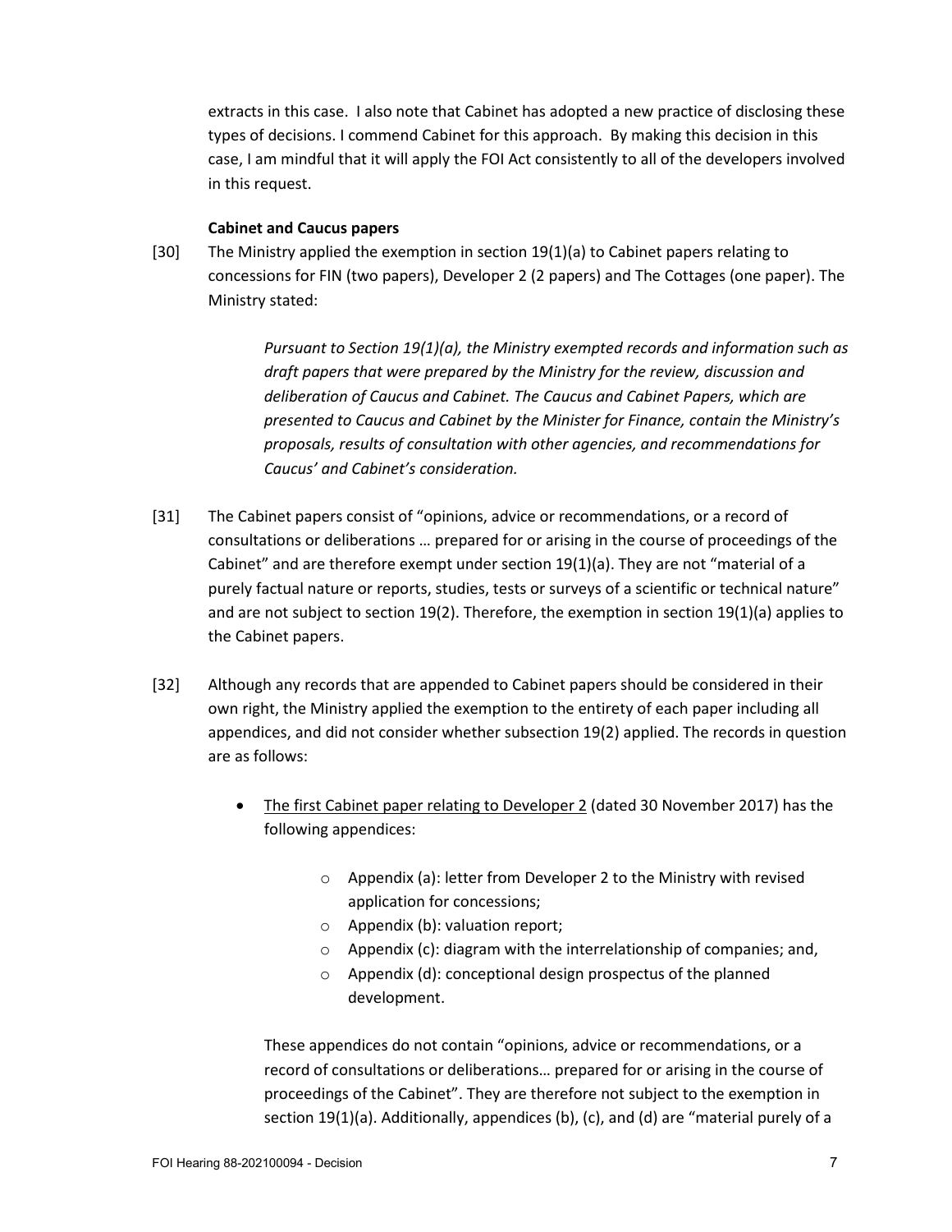extracts in this case. I also note that Cabinet has adopted a new practice of disclosing these types of decisions. I commend Cabinet for this approach. By making this decision in this case, I am mindful that it will apply the FOI Act consistently to all of the developers involved in this request.

**Cabinet and Caucus papers**

[30] The Ministry applied the exemption in section 19(1)(a) to Cabinet papers relating to concessions for FIN (two papers), Developer 2 (2 papers) and The Cottages (one paper). The Ministry stated:

> *Pursuant to Section 19(1)(a), the Ministry exempted records and information such as draft papers that were prepared by the Ministry for the review, discussion and deliberation of Caucus and Cabinet. The Caucus and Cabinet Papers, which are presented to Caucus and Cabinet by the Minister for Finance, contain the Ministry's proposals, results of consultation with other agencies, and recommendations for Caucus' and Cabinet's consideration.*

[31] The Cabinet papers consist of "opinions, advice or recommendations, or a record of consultations or deliberations … prepared for or arising in the course of proceedings of the Cabinet" and are therefore exempt under section 19(1)(a). They are not "material of a purely factual nature or reports, studies, tests or surveys of a scientific or technical nature" and are not subject to section 19(2). Therefore, the exemption in section 19(1)(a) applies to the Cabinet papers.

[32] Although any records that are appended to Cabinet papers should be considered in their own right, the Ministry applied the exemption to the entirety of each paper including all appendices, and did not consider whether subsection 19(2) applied. The records in question are as follows:

- <u>The first Cabinet paper relating to Developer 2</u> (dated 30 November 2017) has the following appendices:
  - Appendix (a): letter from Developer 2 to the Ministry with revised application for concessions;
  - Appendix (b): valuation report;
  - Appendix (c): diagram with the interrelationship of companies; and,
  - Appendix (d): conceptional design prospectus of the planned development.

  These appendices do not contain "opinions, advice or recommendations, or a record of consultations or deliberations… prepared for or arising in the course of proceedings of the Cabinet". They are therefore not subject to the exemption in section 19(1)(a). Additionally, appendices (b), (c), and (d) are "material purely of a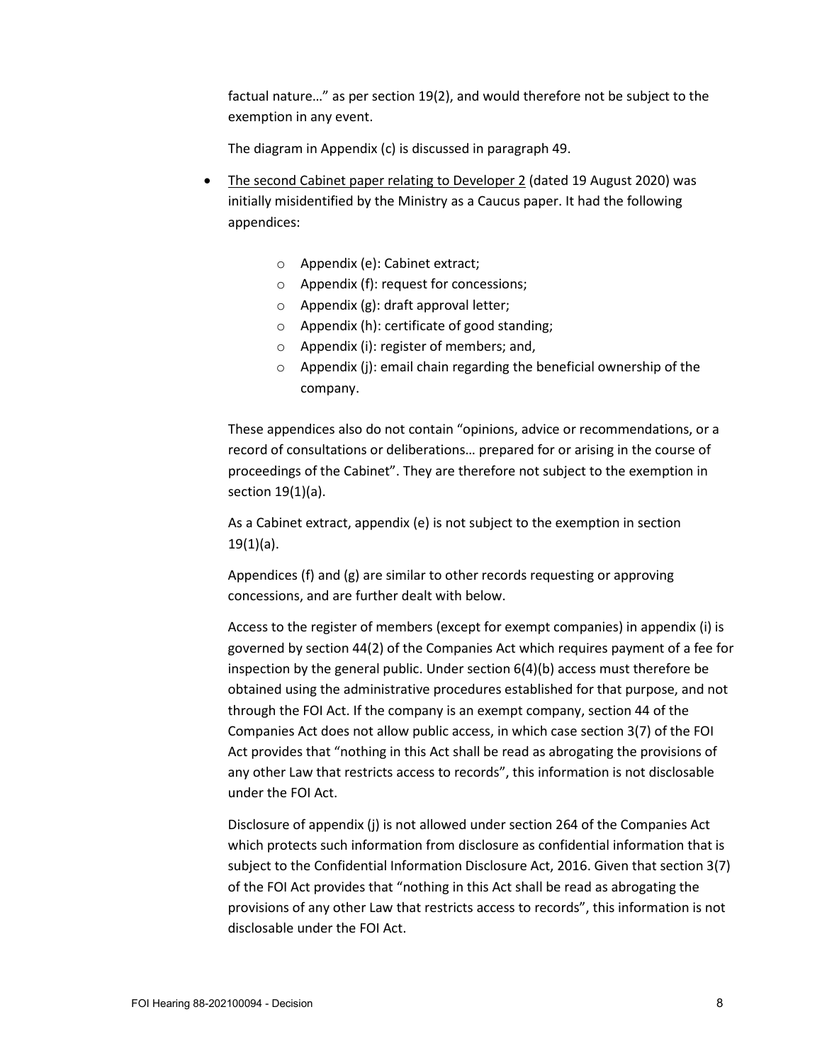factual nature…" as per section 19(2), and would therefore not be subject to the exemption in any event.

The diagram in Appendix (c) is discussed in paragraph 49.

- The second Cabinet paper relating to Developer 2 (dated 19 August 2020) was initially misidentified by the Ministry as a Caucus paper. It had the following appendices:

    - Appendix (e): Cabinet extract;
    - Appendix (f): request for concessions;
    - Appendix (g): draft approval letter;
    - Appendix (h): certificate of good standing;
    - Appendix (i): register of members; and,
    - Appendix (j): email chain regarding the beneficial ownership of the company.

  These appendices also do not contain "opinions, advice or recommendations, or a record of consultations or deliberations… prepared for or arising in the course of proceedings of the Cabinet". They are therefore not subject to the exemption in section 19(1)(a).

  As a Cabinet extract, appendix (e) is not subject to the exemption in section 19(1)(a).

  Appendices (f) and (g) are similar to other records requesting or approving concessions, and are further dealt with below.

  Access to the register of members (except for exempt companies) in appendix (i) is governed by section 44(2) of the Companies Act which requires payment of a fee for inspection by the general public. Under section 6(4)(b) access must therefore be obtained using the administrative procedures established for that purpose, and not through the FOI Act. If the company is an exempt company, section 44 of the Companies Act does not allow public access, in which case section 3(7) of the FOI Act provides that "nothing in this Act shall be read as abrogating the provisions of any other Law that restricts access to records", this information is not disclosable under the FOI Act.

  Disclosure of appendix (j) is not allowed under section 264 of the Companies Act which protects such information from disclosure as confidential information that is subject to the Confidential Information Disclosure Act, 2016. Given that section 3(7) of the FOI Act provides that "nothing in this Act shall be read as abrogating the provisions of any other Law that restricts access to records", this information is not disclosable under the FOI Act.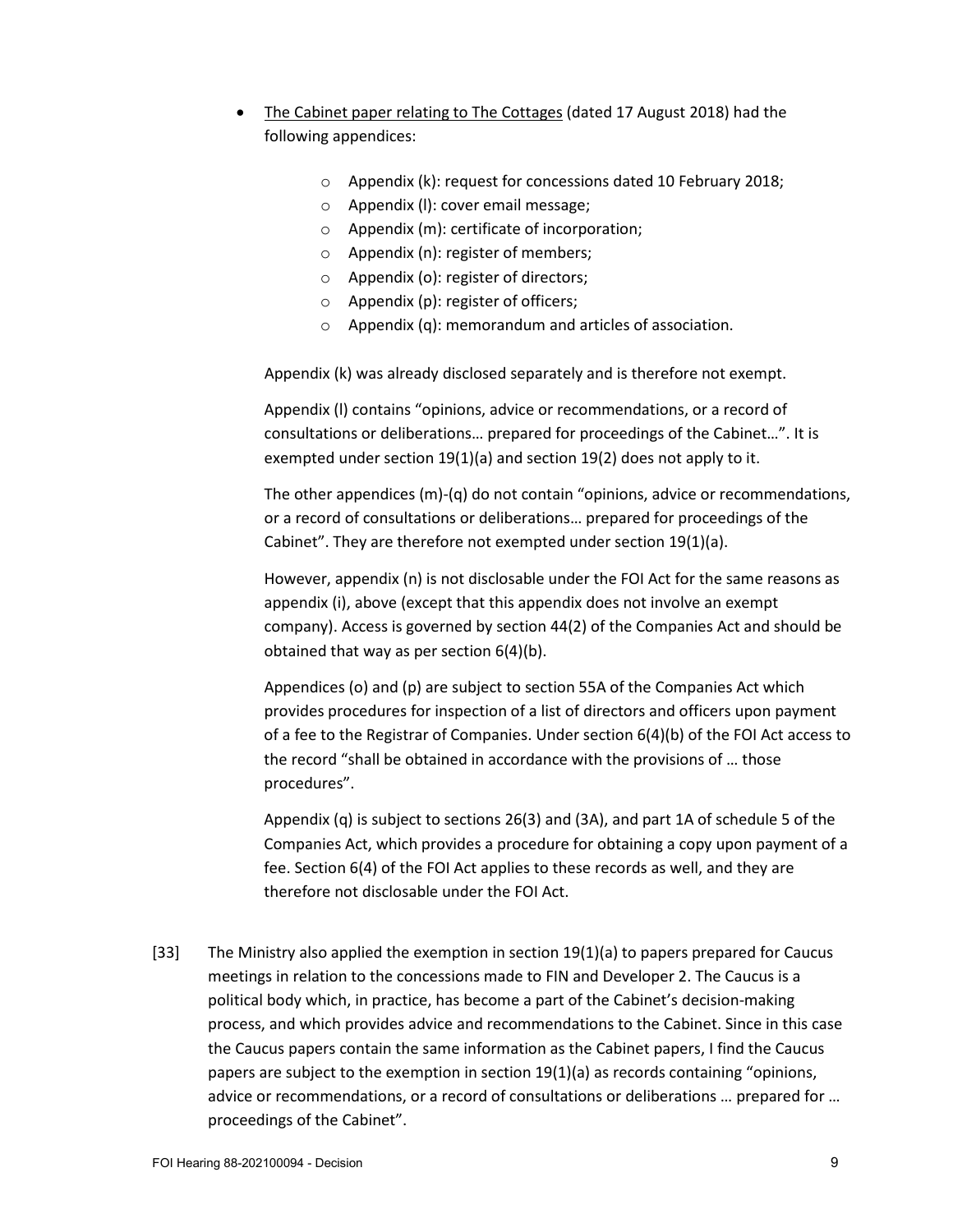- <u>The Cabinet paper relating to The Cottages</u> (dated 17 August 2018) had the following appendices:

    - Appendix (k): request for concessions dated 10 February 2018;
    - Appendix (l): cover email message;
    - Appendix (m): certificate of incorporation;
    - Appendix (n): register of members;
    - Appendix (o): register of directors;
    - Appendix (p): register of officers;
    - Appendix (q): memorandum and articles of association.

  Appendix (k) was already disclosed separately and is therefore not exempt.

  Appendix (l) contains "opinions, advice or recommendations, or a record of consultations or deliberations… prepared for proceedings of the Cabinet…". It is exempted under section 19(1)(a) and section 19(2) does not apply to it.

  The other appendices (m)-(q) do not contain "opinions, advice or recommendations, or a record of consultations or deliberations… prepared for proceedings of the Cabinet". They are therefore not exempted under section 19(1)(a).

  However, appendix (n) is not disclosable under the FOI Act for the same reasons as appendix (i), above (except that this appendix does not involve an exempt company). Access is governed by section 44(2) of the Companies Act and should be obtained that way as per section 6(4)(b).

  Appendices (o) and (p) are subject to section 55A of the Companies Act which provides procedures for inspection of a list of directors and officers upon payment of a fee to the Registrar of Companies. Under section 6(4)(b) of the FOI Act access to the record "shall be obtained in accordance with the provisions of … those procedures".

  Appendix (q) is subject to sections 26(3) and (3A), and part 1A of schedule 5 of the Companies Act, which provides a procedure for obtaining a copy upon payment of a fee. Section 6(4) of the FOI Act applies to these records as well, and they are therefore not disclosable under the FOI Act.

[33] The Ministry also applied the exemption in section 19(1)(a) to papers prepared for Caucus meetings in relation to the concessions made to FIN and Developer 2. The Caucus is a political body which, in practice, has become a part of the Cabinet's decision-making process, and which provides advice and recommendations to the Cabinet. Since in this case the Caucus papers contain the same information as the Cabinet papers, I find the Caucus papers are subject to the exemption in section 19(1)(a) as records containing "opinions, advice or recommendations, or a record of consultations or deliberations … prepared for … proceedings of the Cabinet".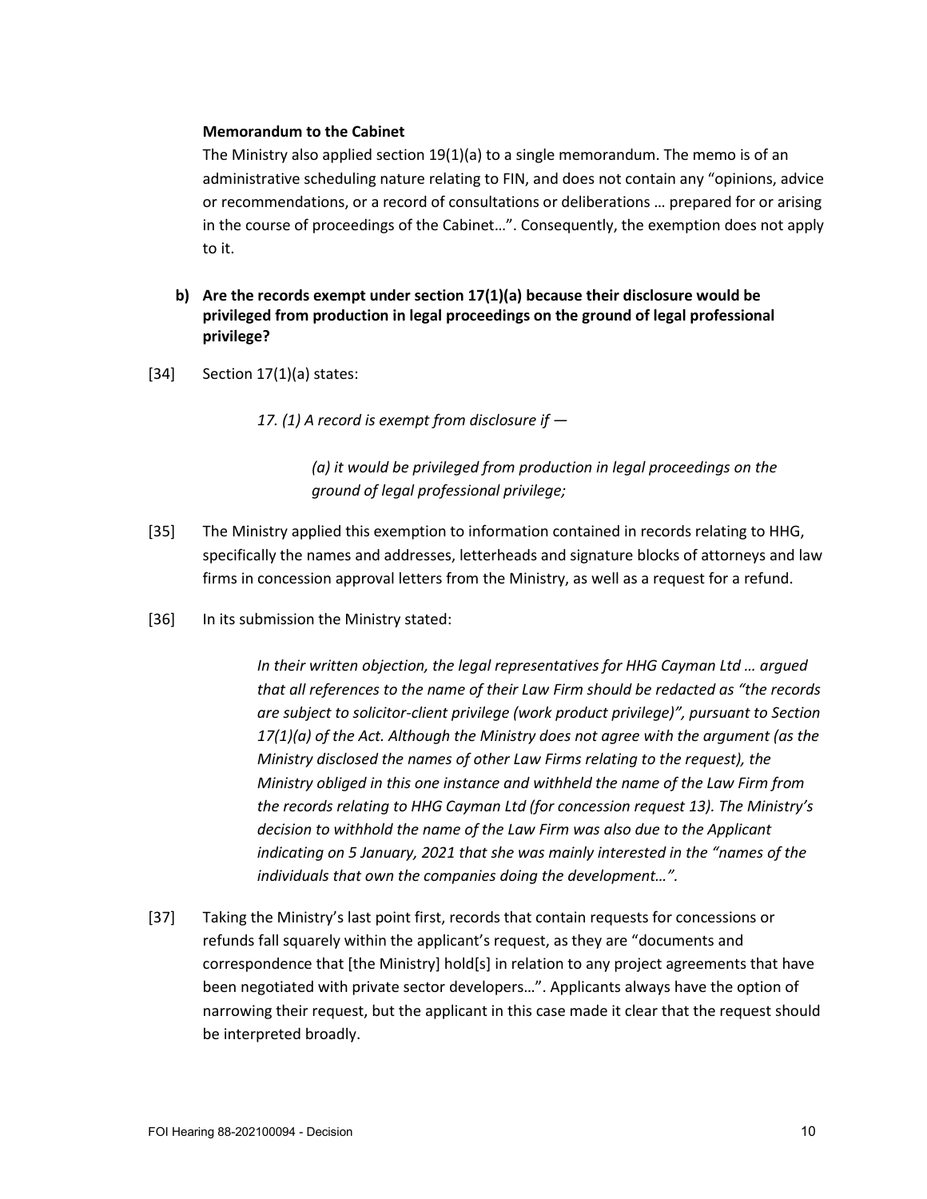**Memorandum to the Cabinet**

The Ministry also applied section 19(1)(a) to a single memorandum. The memo is of an administrative scheduling nature relating to FIN, and does not contain any "opinions, advice or recommendations, or a record of consultations or deliberations … prepared for or arising in the course of proceedings of the Cabinet…". Consequently, the exemption does not apply to it.

**b) Are the records exempt under section 17(1)(a) because their disclosure would be privileged from production in legal proceedings on the ground of legal professional privilege?**

[34] Section 17(1)(a) states:

> *17. (1) A record is exempt from disclosure if —*
>
> > *(a) it would be privileged from production in legal proceedings on the ground of legal professional privilege;*

[35] The Ministry applied this exemption to information contained in records relating to HHG, specifically the names and addresses, letterheads and signature blocks of attorneys and law firms in concession approval letters from the Ministry, as well as a request for a refund.

[36] In its submission the Ministry stated:

> *In their written objection, the legal representatives for HHG Cayman Ltd … argued that all references to the name of their Law Firm should be redacted as "the records are subject to solicitor-client privilege (work product privilege)", pursuant to Section 17(1)(a) of the Act. Although the Ministry does not agree with the argument (as the Ministry disclosed the names of other Law Firms relating to the request), the Ministry obliged in this one instance and withheld the name of the Law Firm from the records relating to HHG Cayman Ltd (for concession request 13). The Ministry's decision to withhold the name of the Law Firm was also due to the Applicant indicating on 5 January, 2021 that she was mainly interested in the "names of the individuals that own the companies doing the development…".*

[37] Taking the Ministry's last point first, records that contain requests for concessions or refunds fall squarely within the applicant's request, as they are "documents and correspondence that [the Ministry] hold[s] in relation to any project agreements that have been negotiated with private sector developers…". Applicants always have the option of narrowing their request, but the applicant in this case made it clear that the request should be interpreted broadly.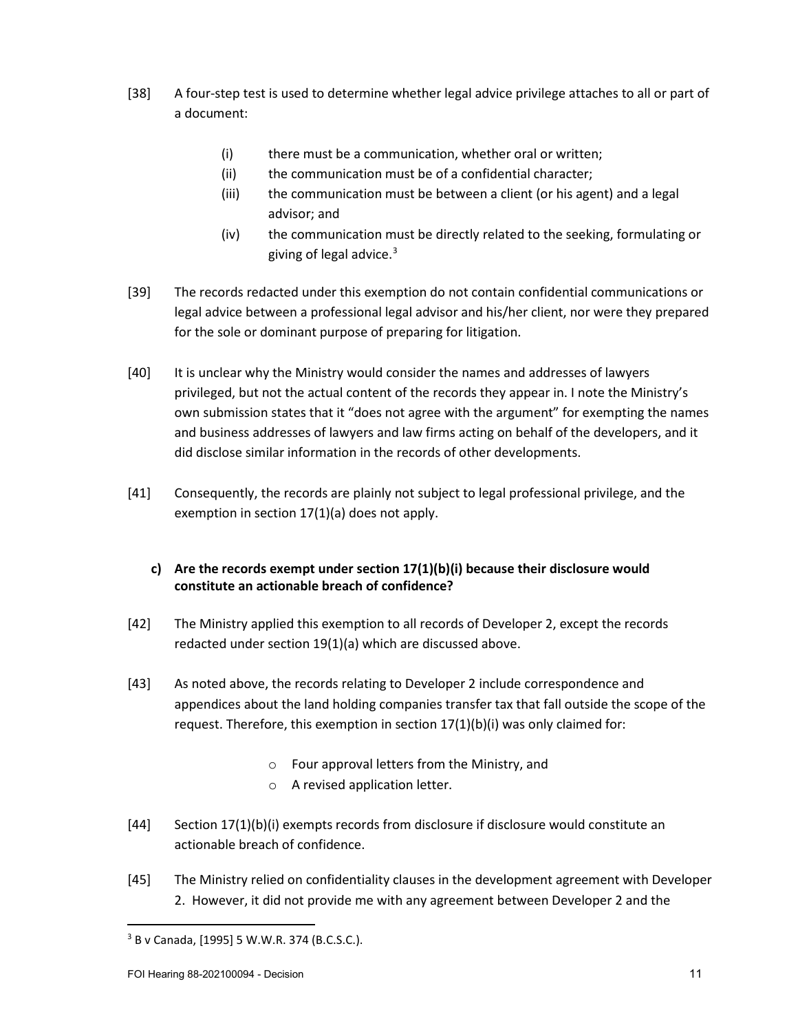[38] A four-step test is used to determine whether legal advice privilege attaches to all or part of a document:

- (i) there must be a communication, whether oral or written;
- (ii) the communication must be of a confidential character;
- (iii) the communication must be between a client (or his agent) and a legal advisor; and
- (iv) the communication must be directly related to the seeking, formulating or giving of legal advice.[3]

[39] The records redacted under this exemption do not contain confidential communications or legal advice between a professional legal advisor and his/her client, nor were they prepared for the sole or dominant purpose of preparing for litigation.

[40] It is unclear why the Ministry would consider the names and addresses of lawyers privileged, but not the actual content of the records they appear in. I note the Ministry's own submission states that it "does not agree with the argument" for exempting the names and business addresses of lawyers and law firms acting on behalf of the developers, and it did disclose similar information in the records of other developments.

[41] Consequently, the records are plainly not subject to legal professional privilege, and the exemption in section 17(1)(a) does not apply.

**c) Are the records exempt under section 17(1)(b)(i) because their disclosure would constitute an actionable breach of confidence?**

[42] The Ministry applied this exemption to all records of Developer 2, except the records redacted under section 19(1)(a) which are discussed above.

[43] As noted above, the records relating to Developer 2 include correspondence and appendices about the land holding companies transfer tax that fall outside the scope of the request. Therefore, this exemption in section 17(1)(b)(i) was only claimed for:

- Four approval letters from the Ministry, and
- A revised application letter.

[44] Section 17(1)(b)(i) exempts records from disclosure if disclosure would constitute an actionable breach of confidence.

[45] The Ministry relied on confidentiality clauses in the development agreement with Developer 2. However, it did not provide me with any agreement between Developer 2 and the

[3] B v Canada, [1995] 5 W.W.R. 374 (B.C.S.C.).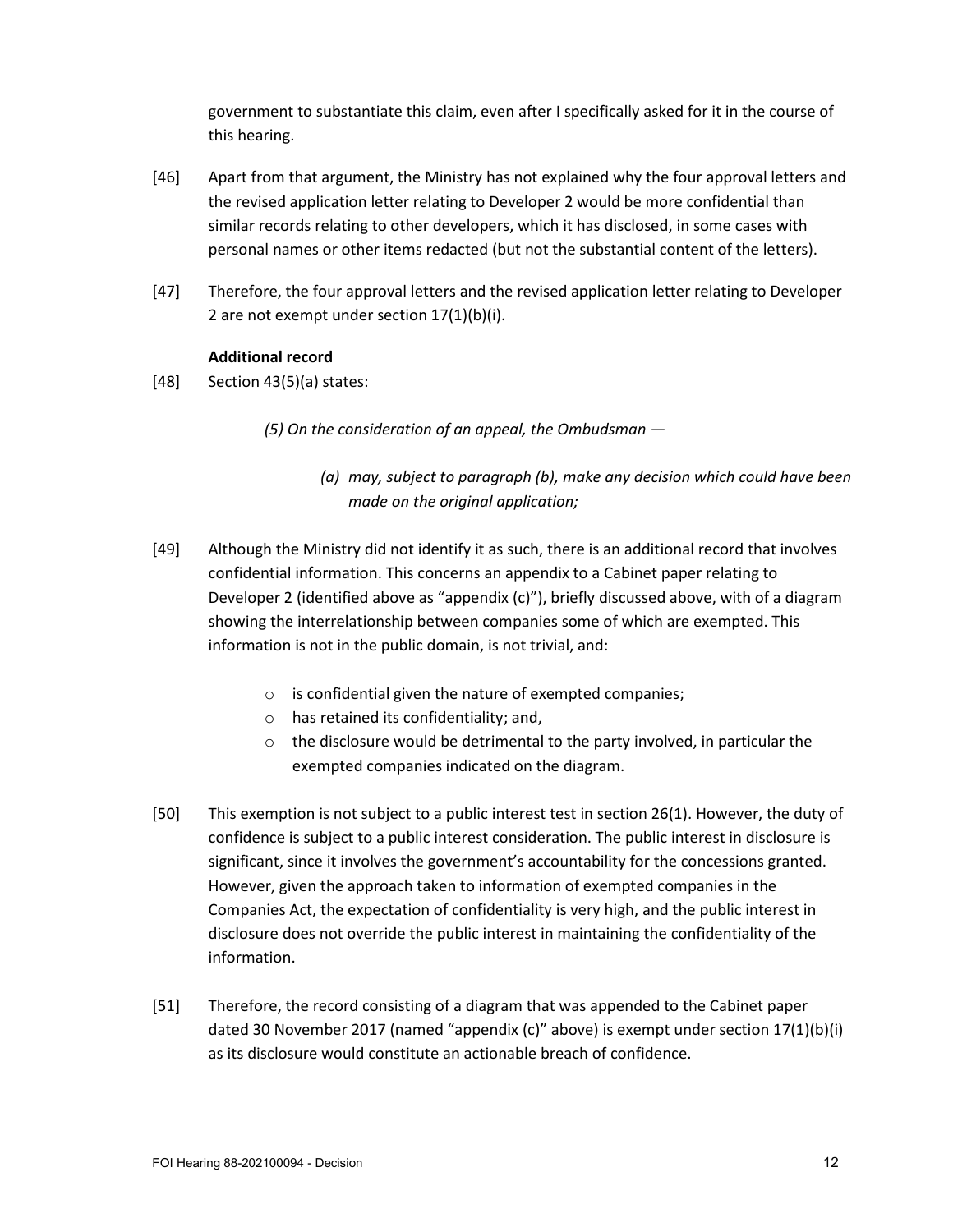government to substantiate this claim, even after I specifically asked for it in the course of this hearing.

[46] Apart from that argument, the Ministry has not explained why the four approval letters and the revised application letter relating to Developer 2 would be more confidential than similar records relating to other developers, which it has disclosed, in some cases with personal names or other items redacted (but not the substantial content of the letters).

[47] Therefore, the four approval letters and the revised application letter relating to Developer 2 are not exempt under section 17(1)(b)(i).

**Additional record**

[48] Section 43(5)(a) states:

> *(5) On the consideration of an appeal, the Ombudsman —*
>
> *(a) may, subject to paragraph (b), make any decision which could have been made on the original application;*

[49] Although the Ministry did not identify it as such, there is an additional record that involves confidential information. This concerns an appendix to a Cabinet paper relating to Developer 2 (identified above as "appendix (c)"), briefly discussed above, with of a diagram showing the interrelationship between companies some of which are exempted. This information is not in the public domain, is not trivial, and:

- is confidential given the nature of exempted companies;
- has retained its confidentiality; and,
- the disclosure would be detrimental to the party involved, in particular the exempted companies indicated on the diagram.

[50] This exemption is not subject to a public interest test in section 26(1). However, the duty of confidence is subject to a public interest consideration. The public interest in disclosure is significant, since it involves the government's accountability for the concessions granted. However, given the approach taken to information of exempted companies in the Companies Act, the expectation of confidentiality is very high, and the public interest in disclosure does not override the public interest in maintaining the confidentiality of the information.

[51] Therefore, the record consisting of a diagram that was appended to the Cabinet paper dated 30 November 2017 (named "appendix (c)" above) is exempt under section 17(1)(b)(i) as its disclosure would constitute an actionable breach of confidence.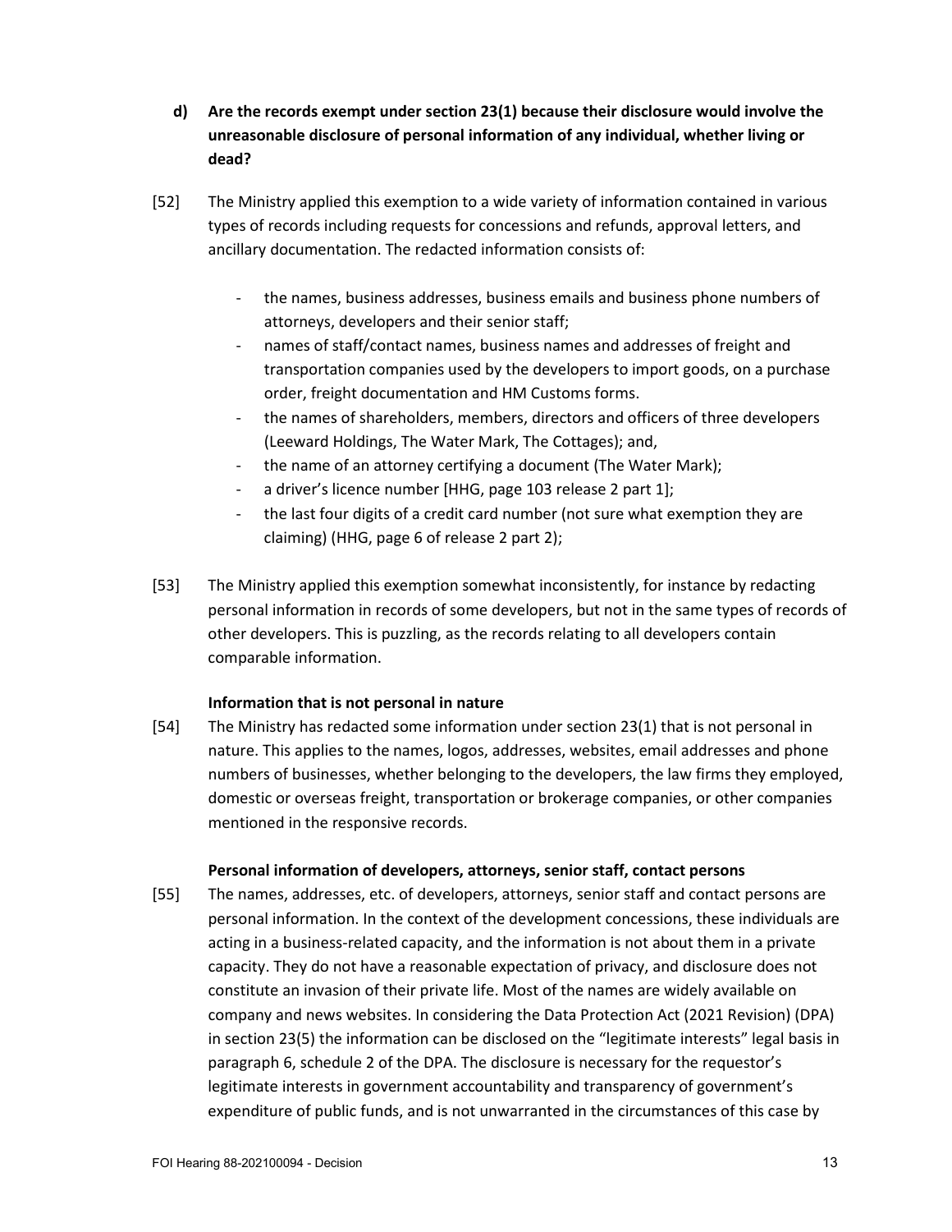**d) Are the records exempt under section 23(1) because their disclosure would involve the unreasonable disclosure of personal information of any individual, whether living or dead?**

[52] The Ministry applied this exemption to a wide variety of information contained in various types of records including requests for concessions and refunds, approval letters, and ancillary documentation. The redacted information consists of:

- the names, business addresses, business emails and business phone numbers of attorneys, developers and their senior staff;
- names of staff/contact names, business names and addresses of freight and transportation companies used by the developers to import goods, on a purchase order, freight documentation and HM Customs forms.
- the names of shareholders, members, directors and officers of three developers (Leeward Holdings, The Water Mark, The Cottages); and,
- the name of an attorney certifying a document (The Water Mark);
- a driver's licence number [HHG, page 103 release 2 part 1];
- the last four digits of a credit card number (not sure what exemption they are claiming) (HHG, page 6 of release 2 part 2);

[53] The Ministry applied this exemption somewhat inconsistently, for instance by redacting personal information in records of some developers, but not in the same types of records of other developers. This is puzzling, as the records relating to all developers contain comparable information.

**Information that is not personal in nature**

[54] The Ministry has redacted some information under section 23(1) that is not personal in nature. This applies to the names, logos, addresses, websites, email addresses and phone numbers of businesses, whether belonging to the developers, the law firms they employed, domestic or overseas freight, transportation or brokerage companies, or other companies mentioned in the responsive records.

**Personal information of developers, attorneys, senior staff, contact persons**

[55] The names, addresses, etc. of developers, attorneys, senior staff and contact persons are personal information. In the context of the development concessions, these individuals are acting in a business-related capacity, and the information is not about them in a private capacity. They do not have a reasonable expectation of privacy, and disclosure does not constitute an invasion of their private life. Most of the names are widely available on company and news websites. In considering the Data Protection Act (2021 Revision) (DPA) in section 23(5) the information can be disclosed on the "legitimate interests" legal basis in paragraph 6, schedule 2 of the DPA. The disclosure is necessary for the requestor's legitimate interests in government accountability and transparency of government's expenditure of public funds, and is not unwarranted in the circumstances of this case by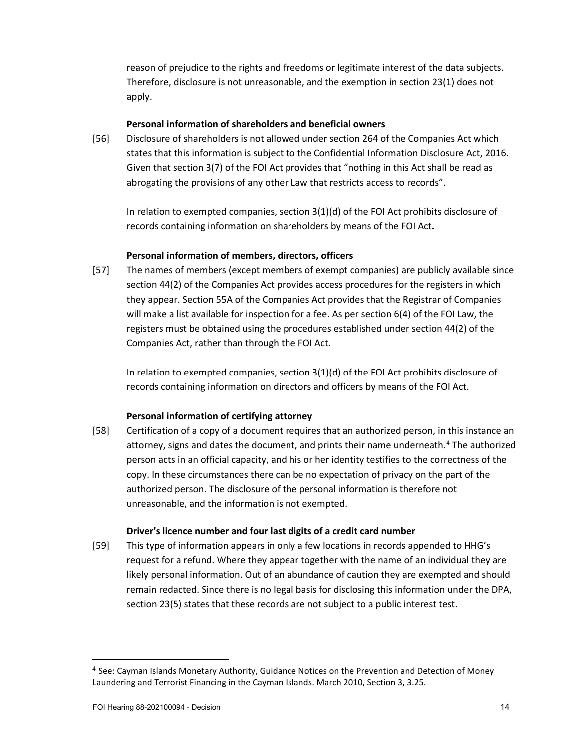reason of prejudice to the rights and freedoms or legitimate interest of the data subjects. Therefore, disclosure is not unreasonable, and the exemption in section 23(1) does not apply.

**Personal information of shareholders and beneficial owners**

[56] Disclosure of shareholders is not allowed under section 264 of the Companies Act which states that this information is subject to the Confidential Information Disclosure Act, 2016. Given that section 3(7) of the FOI Act provides that "nothing in this Act shall be read as abrogating the provisions of any other Law that restricts access to records".

In relation to exempted companies, section 3(1)(d) of the FOI Act prohibits disclosure of records containing information on shareholders by means of the FOI Act**.**

**Personal information of members, directors, officers**

[57] The names of members (except members of exempt companies) are publicly available since section 44(2) of the Companies Act provides access procedures for the registers in which they appear. Section 55A of the Companies Act provides that the Registrar of Companies will make a list available for inspection for a fee. As per section 6(4) of the FOI Law, the registers must be obtained using the procedures established under section 44(2) of the Companies Act, rather than through the FOI Act.

In relation to exempted companies, section 3(1)(d) of the FOI Act prohibits disclosure of records containing information on directors and officers by means of the FOI Act.

**Personal information of certifying attorney**

[58] Certification of a copy of a document requires that an authorized person, in this instance an attorney, signs and dates the document, and prints their name underneath.[4] The authorized person acts in an official capacity, and his or her identity testifies to the correctness of the copy. In these circumstances there can be no expectation of privacy on the part of the authorized person. The disclosure of the personal information is therefore not unreasonable, and the information is not exempted.

**Driver's licence number and four last digits of a credit card number**

[59] This type of information appears in only a few locations in records appended to HHG's request for a refund. Where they appear together with the name of an individual they are likely personal information. Out of an abundance of caution they are exempted and should remain redacted. Since there is no legal basis for disclosing this information under the DPA, section 23(5) states that these records are not subject to a public interest test.

[4] See: Cayman Islands Monetary Authority, Guidance Notices on the Prevention and Detection of Money Laundering and Terrorist Financing in the Cayman Islands. March 2010, Section 3, 3.25.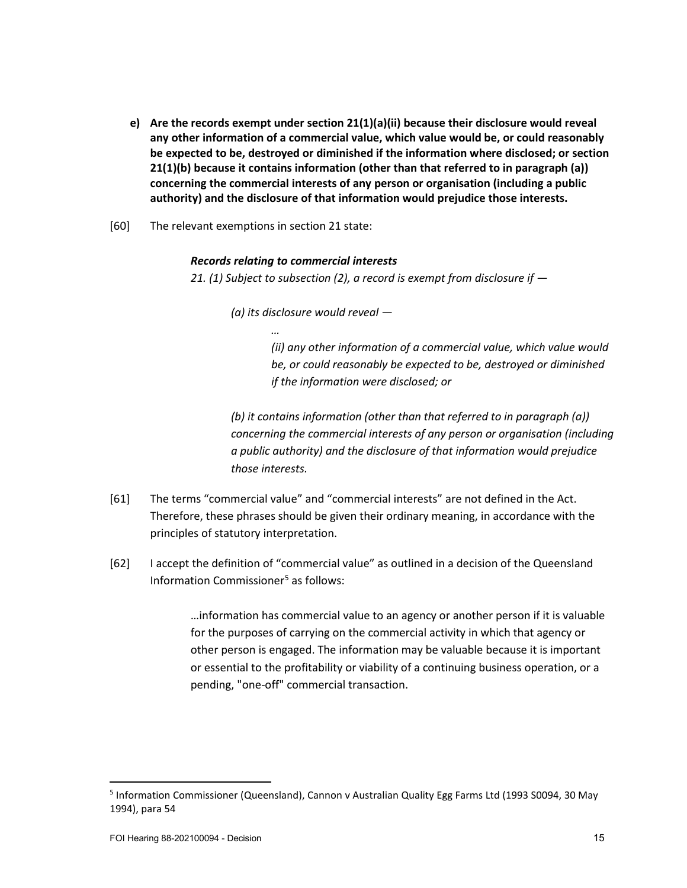**e) Are the records exempt under section 21(1)(a)(ii) because their disclosure would reveal any other information of a commercial value, which value would be, or could reasonably be expected to be, destroyed or diminished if the information where disclosed; or section 21(1)(b) because it contains information (other than that referred to in paragraph (a)) concerning the commercial interests of any person or organisation (including a public authority) and the disclosure of that information would prejudice those interests.**

[60] The relevant exemptions in section 21 state:

> ***Records relating to commercial interests***
>
> *21. (1) Subject to subsection (2), a record is exempt from disclosure if —*
>
> *(a) its disclosure would reveal —*
>
> *…*
>
> *(ii) any other information of a commercial value, which value would be, or could reasonably be expected to be, destroyed or diminished if the information were disclosed; or*
>
> *(b) it contains information (other than that referred to in paragraph (a)) concerning the commercial interests of any person or organisation (including a public authority) and the disclosure of that information would prejudice those interests.*

[61] The terms "commercial value" and "commercial interests" are not defined in the Act. Therefore, these phrases should be given their ordinary meaning, in accordance with the principles of statutory interpretation.

[62] I accept the definition of "commercial value" as outlined in a decision of the Queensland Information Commissioner[5] as follows:

> …information has commercial value to an agency or another person if it is valuable for the purposes of carrying on the commercial activity in which that agency or other person is engaged. The information may be valuable because it is important or essential to the profitability or viability of a continuing business operation, or a pending, "one-off" commercial transaction.

[5] Information Commissioner (Queensland), Cannon v Australian Quality Egg Farms Ltd (1993 S0094, 30 May 1994), para 54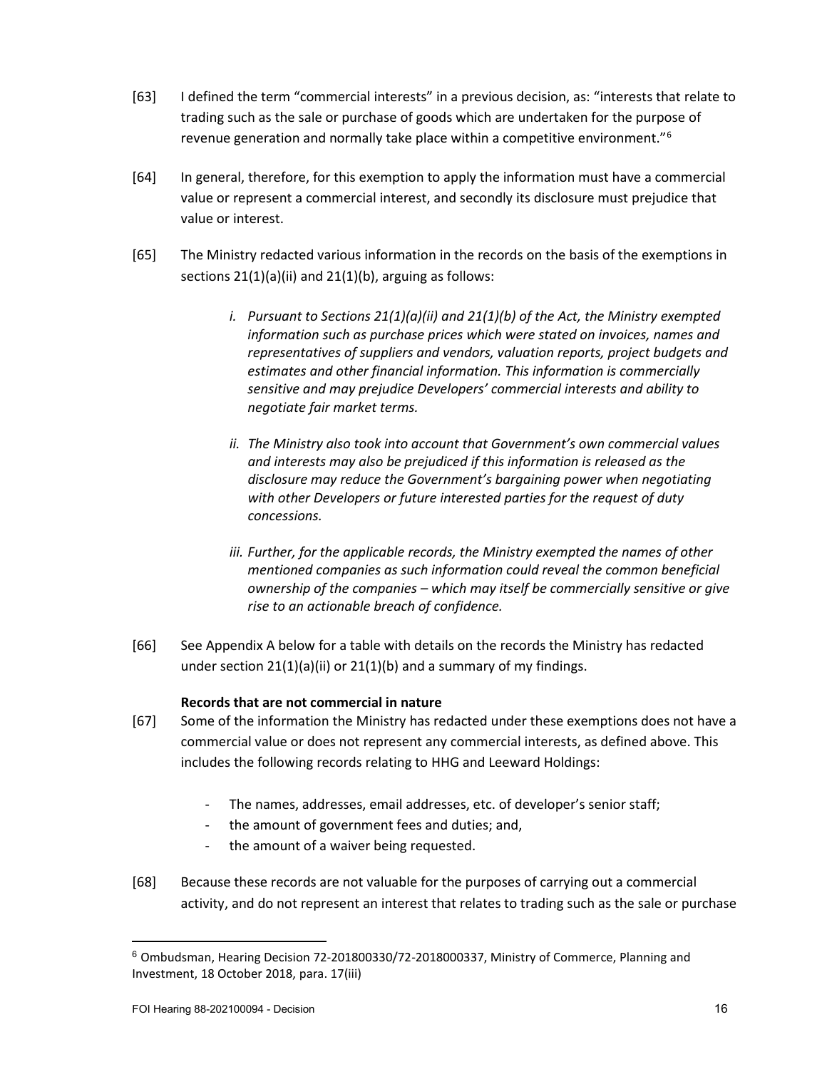[63] I defined the term "commercial interests" in a previous decision, as: "interests that relate to trading such as the sale or purchase of goods which are undertaken for the purpose of revenue generation and normally take place within a competitive environment."[6]

[64] In general, therefore, for this exemption to apply the information must have a commercial value or represent a commercial interest, and secondly its disclosure must prejudice that value or interest.

[65] The Ministry redacted various information in the records on the basis of the exemptions in sections 21(1)(a)(ii) and 21(1)(b), arguing as follows:

> *i. Pursuant to Sections 21(1)(a)(ii) and 21(1)(b) of the Act, the Ministry exempted information such as purchase prices which were stated on invoices, names and representatives of suppliers and vendors, valuation reports, project budgets and estimates and other financial information. This information is commercially sensitive and may prejudice Developers' commercial interests and ability to negotiate fair market terms.*
>
> *ii. The Ministry also took into account that Government's own commercial values and interests may also be prejudiced if this information is released as the disclosure may reduce the Government's bargaining power when negotiating with other Developers or future interested parties for the request of duty concessions.*
>
> *iii. Further, for the applicable records, the Ministry exempted the names of other mentioned companies as such information could reveal the common beneficial ownership of the companies – which may itself be commercially sensitive or give rise to an actionable breach of confidence.*

[66] See Appendix A below for a table with details on the records the Ministry has redacted under section 21(1)(a)(ii) or 21(1)(b) and a summary of my findings.

**Records that are not commercial in nature**

[67] Some of the information the Ministry has redacted under these exemptions does not have a commercial value or does not represent any commercial interests, as defined above. This includes the following records relating to HHG and Leeward Holdings:

- The names, addresses, email addresses, etc. of developer's senior staff;
- the amount of government fees and duties; and,
- the amount of a waiver being requested.

[68] Because these records are not valuable for the purposes of carrying out a commercial activity, and do not represent an interest that relates to trading such as the sale or purchase

---

[6] Ombudsman, Hearing Decision 72-201800330/72-2018000337, Ministry of Commerce, Planning and Investment, 18 October 2018, para. 17(iii)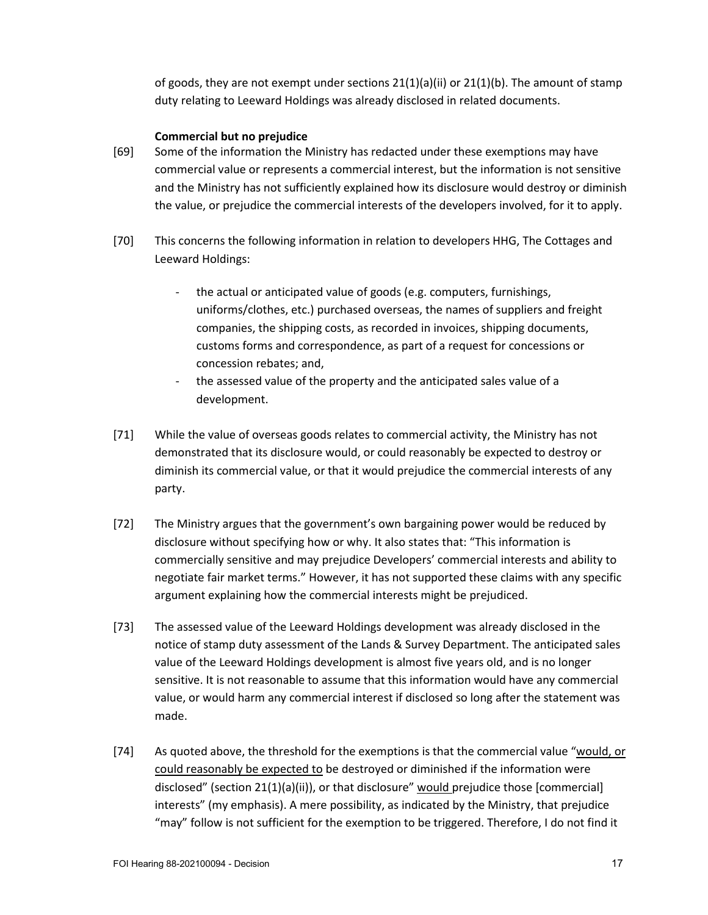of goods, they are not exempt under sections 21(1)(a)(ii) or 21(1)(b). The amount of stamp duty relating to Leeward Holdings was already disclosed in related documents.

**Commercial but no prejudice**

[69] Some of the information the Ministry has redacted under these exemptions may have commercial value or represents a commercial interest, but the information is not sensitive and the Ministry has not sufficiently explained how its disclosure would destroy or diminish the value, or prejudice the commercial interests of the developers involved, for it to apply.

[70] This concerns the following information in relation to developers HHG, The Cottages and Leeward Holdings:

- the actual or anticipated value of goods (e.g. computers, furnishings, uniforms/clothes, etc.) purchased overseas, the names of suppliers and freight companies, the shipping costs, as recorded in invoices, shipping documents, customs forms and correspondence, as part of a request for concessions or concession rebates; and,
- the assessed value of the property and the anticipated sales value of a development.

[71] While the value of overseas goods relates to commercial activity, the Ministry has not demonstrated that its disclosure would, or could reasonably be expected to destroy or diminish its commercial value, or that it would prejudice the commercial interests of any party.

[72] The Ministry argues that the government's own bargaining power would be reduced by disclosure without specifying how or why. It also states that: "This information is commercially sensitive and may prejudice Developers' commercial interests and ability to negotiate fair market terms." However, it has not supported these claims with any specific argument explaining how the commercial interests might be prejudiced.

[73] The assessed value of the Leeward Holdings development was already disclosed in the notice of stamp duty assessment of the Lands & Survey Department. The anticipated sales value of the Leeward Holdings development is almost five years old, and is no longer sensitive. It is not reasonable to assume that this information would have any commercial value, or would harm any commercial interest if disclosed so long after the statement was made.

[74] As quoted above, the threshold for the exemptions is that the commercial value "<u>would, or could reasonably be expected to</u> be destroyed or diminished if the information were disclosed" (section 21(1)(a)(ii)), or that disclosure" <u>would</u> prejudice those [commercial] interests" (my emphasis). A mere possibility, as indicated by the Ministry, that prejudice "may" follow is not sufficient for the exemption to be triggered. Therefore, I do not find it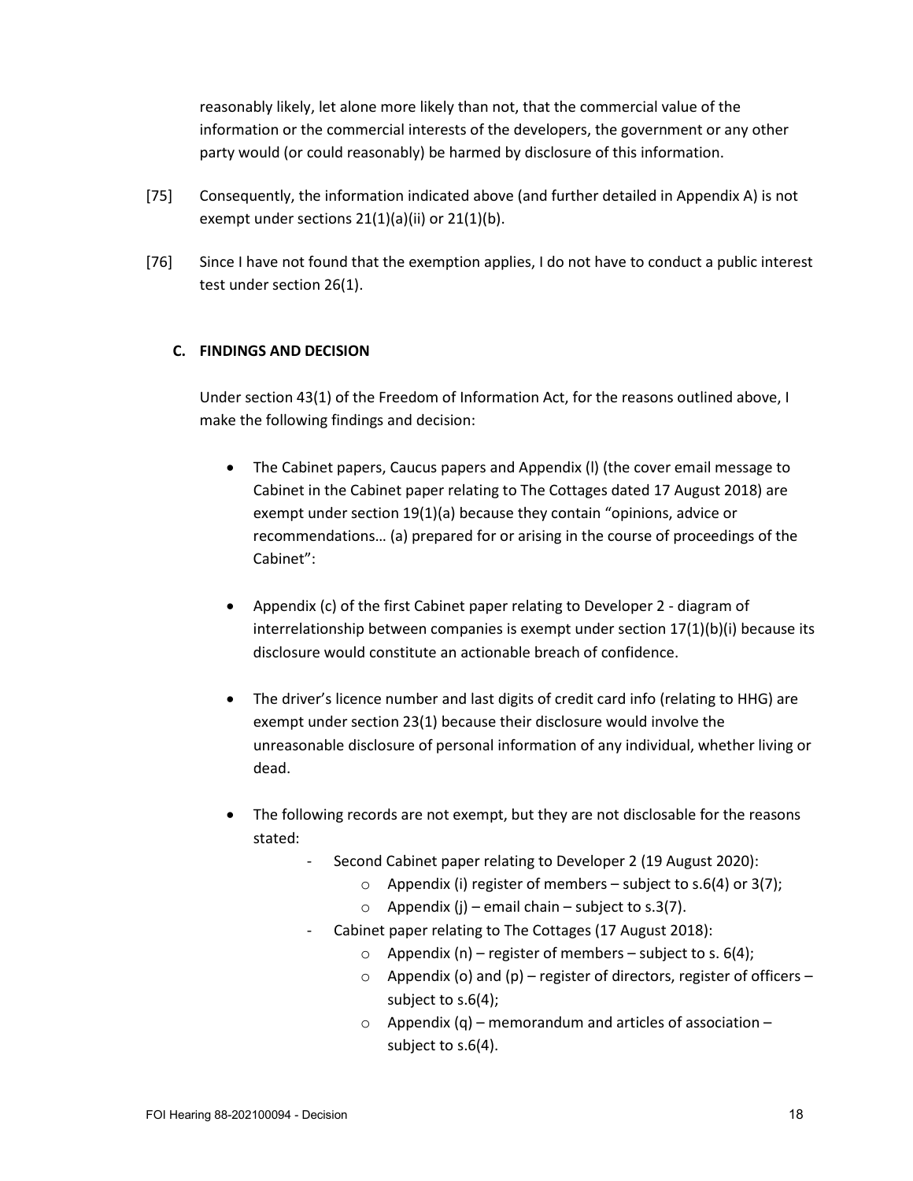reasonably likely, let alone more likely than not, that the commercial value of the information or the commercial interests of the developers, the government or any other party would (or could reasonably) be harmed by disclosure of this information.

[75] Consequently, the information indicated above (and further detailed in Appendix A) is not exempt under sections 21(1)(a)(ii) or 21(1)(b).

[76] Since I have not found that the exemption applies, I do not have to conduct a public interest test under section 26(1).

### C. FINDINGS AND DECISION

Under section 43(1) of the Freedom of Information Act, for the reasons outlined above, I make the following findings and decision:

- The Cabinet papers, Caucus papers and Appendix (l) (the cover email message to Cabinet in the Cabinet paper relating to The Cottages dated 17 August 2018) are exempt under section 19(1)(a) because they contain "opinions, advice or recommendations… (a) prepared for or arising in the course of proceedings of the Cabinet":
- Appendix (c) of the first Cabinet paper relating to Developer 2 - diagram of interrelationship between companies is exempt under section 17(1)(b)(i) because its disclosure would constitute an actionable breach of confidence.
- The driver's licence number and last digits of credit card info (relating to HHG) are exempt under section 23(1) because their disclosure would involve the unreasonable disclosure of personal information of any individual, whether living or dead.
- The following records are not exempt, but they are not disclosable for the reasons stated:
  - Second Cabinet paper relating to Developer 2 (19 August 2020):
    - Appendix (i) register of members – subject to s.6(4) or 3(7);
    - Appendix (j) – email chain – subject to s.3(7).
  - Cabinet paper relating to The Cottages (17 August 2018):
    - Appendix (n) – register of members – subject to s. 6(4);
    - Appendix (o) and (p) – register of directors, register of officers – subject to s.6(4);
    - Appendix (q) – memorandum and articles of association – subject to s.6(4).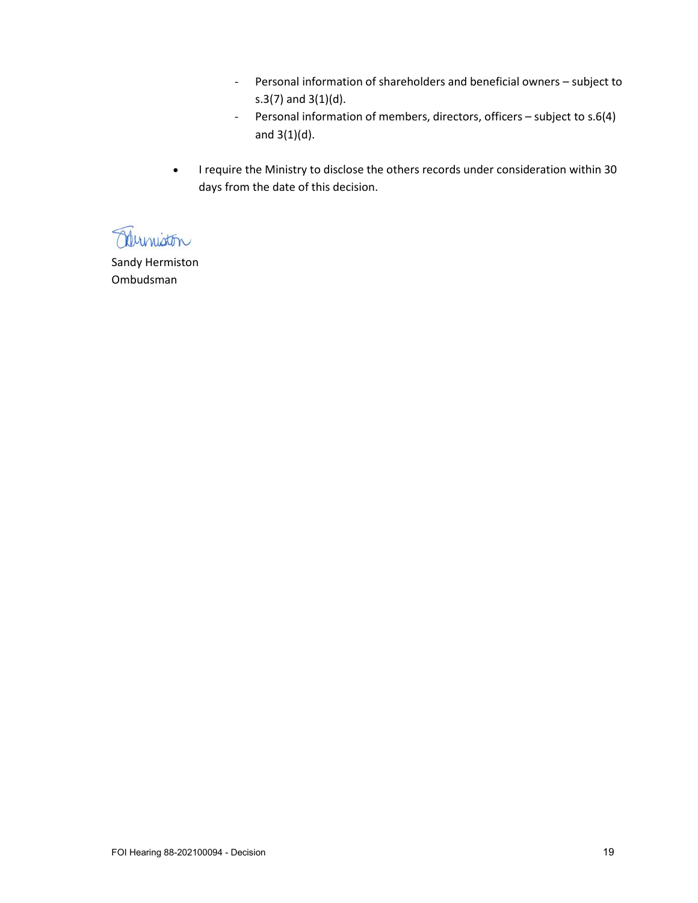- Personal information of shareholders and beneficial owners – subject to s.3(7) and 3(1)(d).
- Personal information of members, directors, officers – subject to s.6(4) and 3(1)(d).

- I require the Ministry to disclose the others records under consideration within 30 days from the date of this decision.

Sandy Hermiston
Ombudsman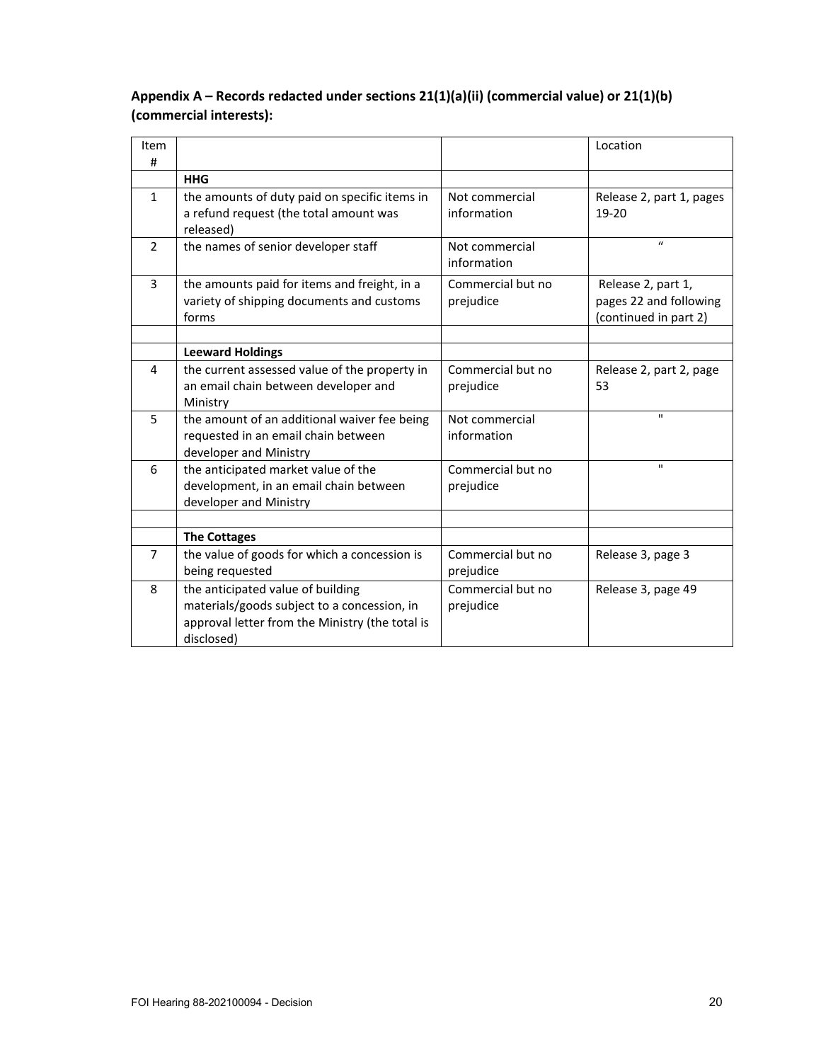**Appendix A – Records redacted under sections 21(1)(a)(ii) (commercial value) or 21(1)(b) (commercial interests):**

| Item # | | | Location |
|---|---|---|---|
| | **HHG** | | |
| 1 | the amounts of duty paid on specific items in a refund request (the total amount was released) | Not commercial information | Release 2, part 1, pages 19-20 |
| 2 | the names of senior developer staff | Not commercial information | “ |
| 3 | the amounts paid for items and freight, in a variety of shipping documents and customs forms | Commercial but no prejudice | Release 2, part 1, pages 22 and following (continued in part 2) |
| | | | |
| | **Leeward Holdings** | | |
| 4 | the current assessed value of the property in an email chain between developer and Ministry | Commercial but no prejudice | Release 2, part 2, page 53 |
| 5 | the amount of an additional waiver fee being requested in an email chain between developer and Ministry | Not commercial information | " |
| 6 | the anticipated market value of the development, in an email chain between developer and Ministry | Commercial but no prejudice | " |
| | | | |
| | **The Cottages** | | |
| 7 | the value of goods for which a concession is being requested | Commercial but no prejudice | Release 3, page 3 |
| 8 | the anticipated value of building materials/goods subject to a concession, in approval letter from the Ministry (the total is disclosed) | Commercial but no prejudice | Release 3, page 49 |